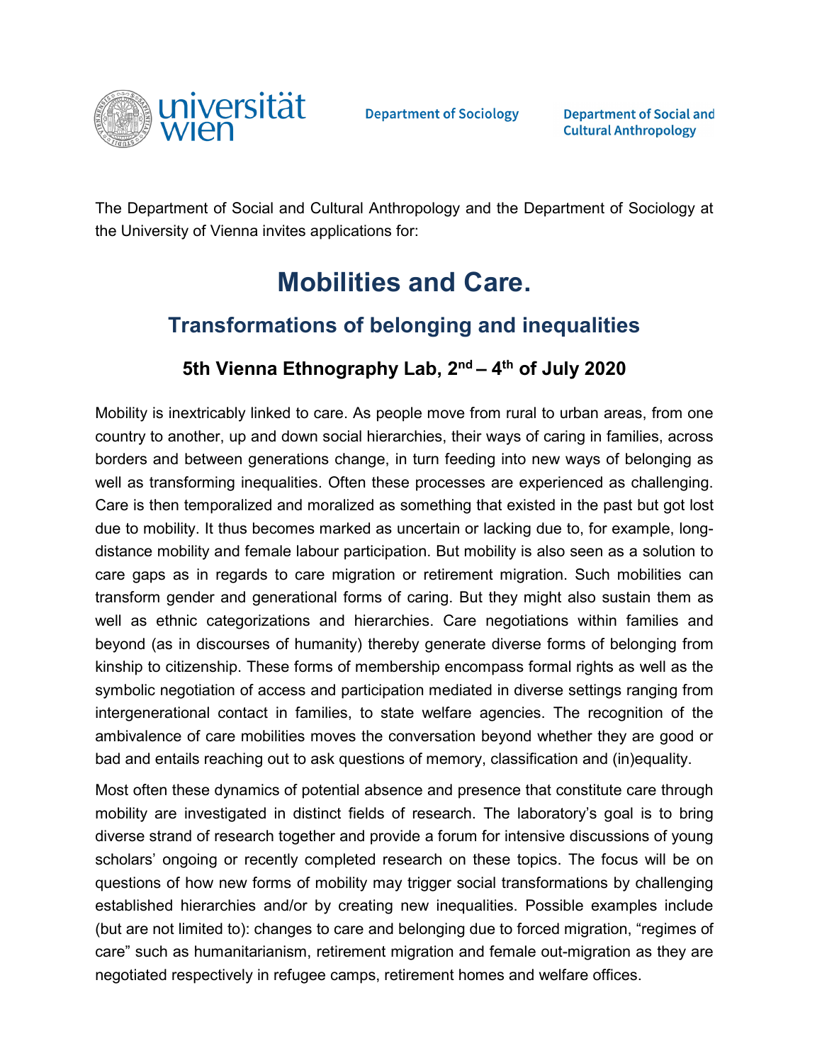universität wien

Department of Sociology

Department of Social and Cultural Anthropology

The Department of Social and Cultural Anthropology and the Department of Sociology at the University of Vienna invites applications for:

# Mobilities and Care.

## Transformations of belonging and inequalities

### 5th Vienna Ethnography Lab, 2nd – 4th of July 2020

Mobility is inextricably linked to care. As people move from rural to urban areas, from one country to another, up and down social hierarchies, their ways of caring in families, across borders and between generations change, in turn feeding into new ways of belonging as well as transforming inequalities. Often these processes are experienced as challenging. Care is then temporalized and moralized as something that existed in the past but got lost due to mobility. It thus becomes marked as uncertain or lacking due to, for example, long-distance mobility and female labour participation. But mobility is also seen as a solution to care gaps as in regards to care migration or retirement migration. Such mobilities can transform gender and generational forms of caring. But they might also sustain them as well as ethnic categorizations and hierarchies. Care negotiations within families and beyond (as in discourses of humanity) thereby generate diverse forms of belonging from kinship to citizenship. These forms of membership encompass formal rights as well as the symbolic negotiation of access and participation mediated in diverse settings ranging from intergenerational contact in families, to state welfare agencies. The recognition of the ambivalence of care mobilities moves the conversation beyond whether they are good or bad and entails reaching out to ask questions of memory, classification and (in)equality.

Most often these dynamics of potential absence and presence that constitute care through mobility are investigated in distinct fields of research. The laboratory's goal is to bring diverse strand of research together and provide a forum for intensive discussions of young scholars' ongoing or recently completed research on these topics. The focus will be on questions of how new forms of mobility may trigger social transformations by challenging established hierarchies and/or by creating new inequalities. Possible examples include (but are not limited to): changes to care and belonging due to forced migration, "regimes of care" such as humanitarianism, retirement migration and female out-migration as they are negotiated respectively in refugee camps, retirement homes and welfare offices.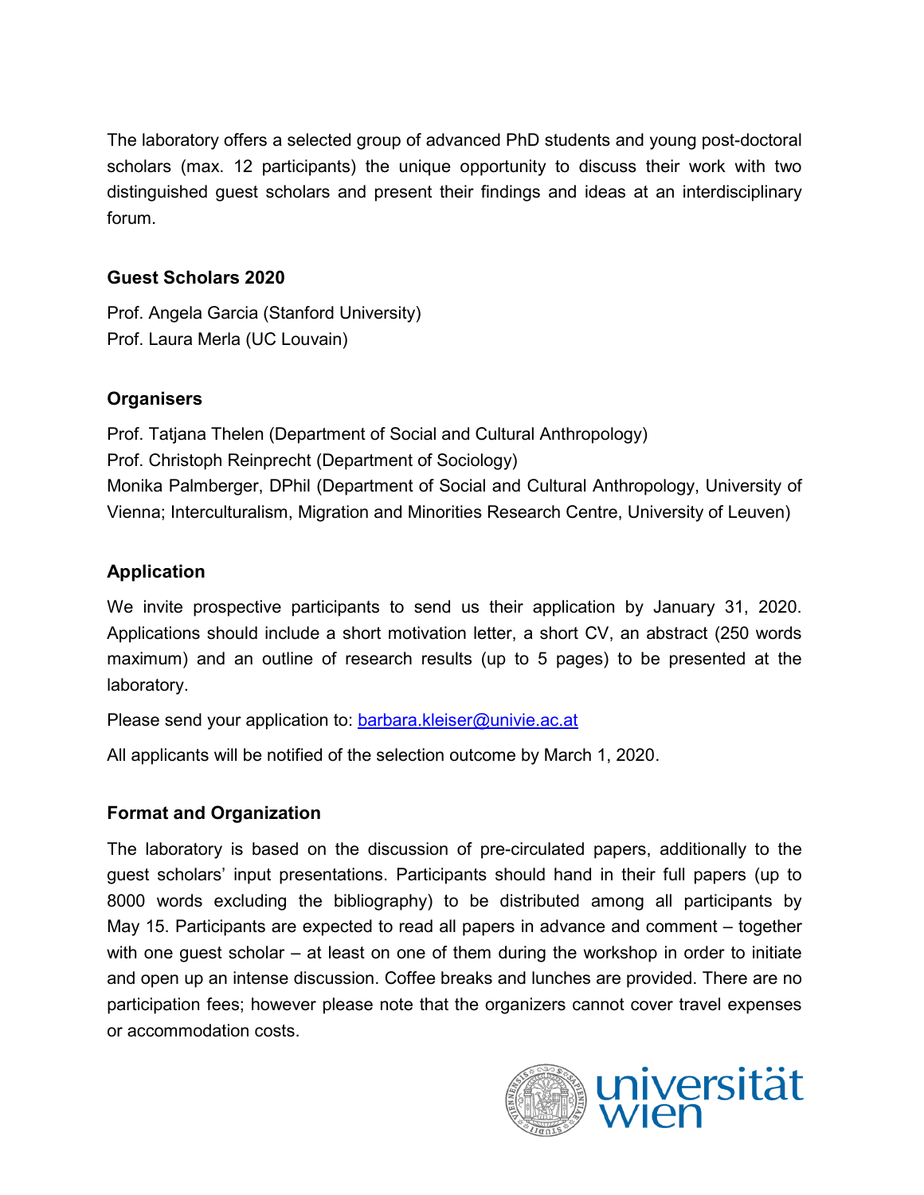The laboratory offers a selected group of advanced PhD students and young post-doctoral scholars (max. 12 participants) the unique opportunity to discuss their work with two distinguished guest scholars and present their findings and ideas at an interdisciplinary forum.

## Guest Scholars 2020

Prof. Angela Garcia (Stanford University)
Prof. Laura Merla (UC Louvain)

## Organisers

Prof. Tatjana Thelen (Department of Social and Cultural Anthropology)
Prof. Christoph Reinprecht (Department of Sociology)
Monika Palmberger, DPhil (Department of Social and Cultural Anthropology, University of Vienna; Interculturalism, Migration and Minorities Research Centre, University of Leuven)

## Application

We invite prospective participants to send us their application by January 31, 2020. Applications should include a short motivation letter, a short CV, an abstract (250 words maximum) and an outline of research results (up to 5 pages) to be presented at the laboratory.

Please send your application to: barbara.kleiser@univie.ac.at

All applicants will be notified of the selection outcome by March 1, 2020.

## Format and Organization

The laboratory is based on the discussion of pre-circulated papers, additionally to the guest scholars' input presentations. Participants should hand in their full papers (up to 8000 words excluding the bibliography) to be distributed among all participants by May 15. Participants are expected to read all papers in advance and comment – together with one guest scholar – at least on one of them during the workshop in order to initiate and open up an intense discussion. Coffee breaks and lunches are provided. There are no participation fees; however please note that the organizers cannot cover travel expenses or accommodation costs.

universität wien